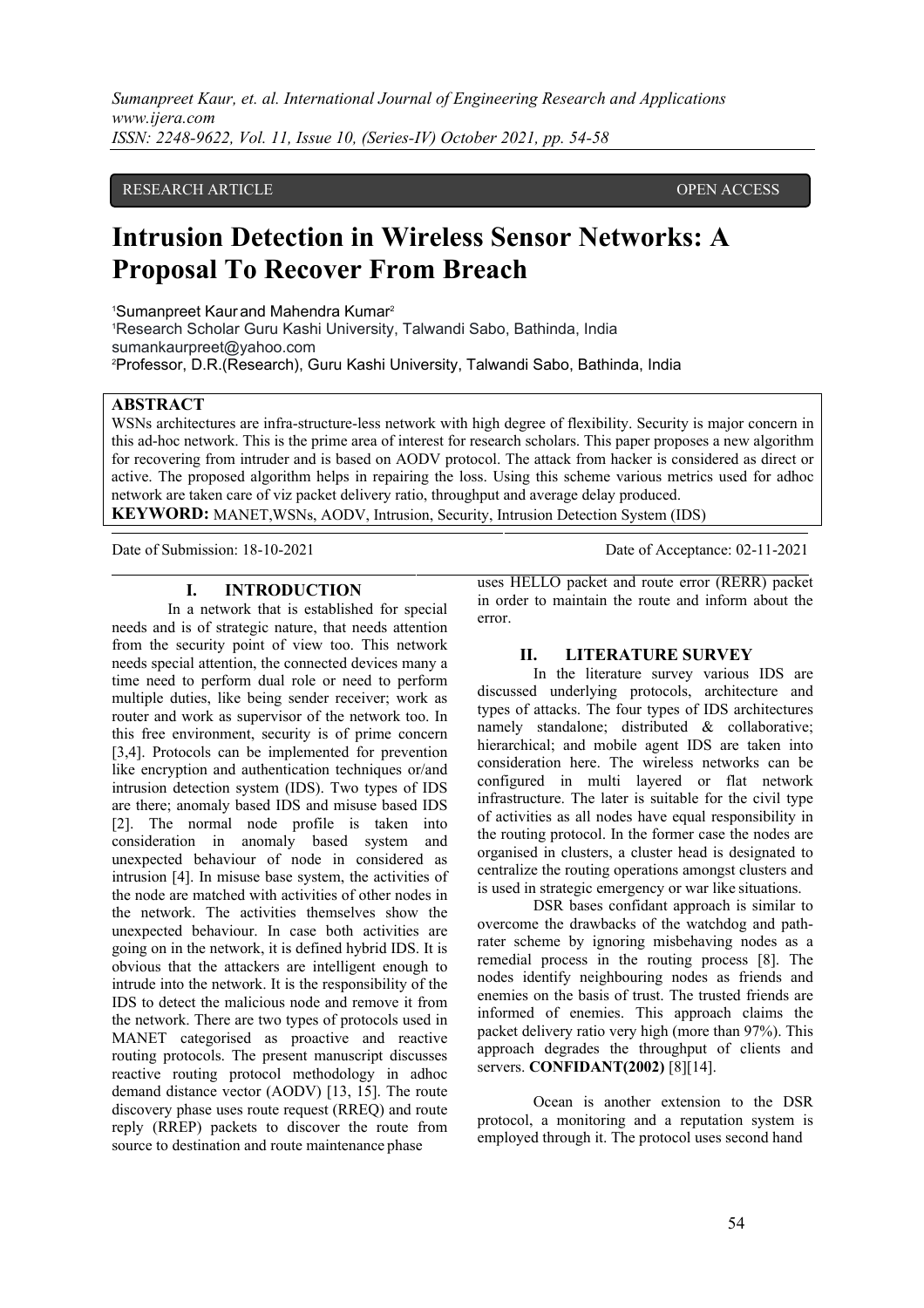RESEARCH ARTICLE OPEN ACCESS

# Intrusion Detection in Wireless Sensor Networks: A Proposal To Recover From Breach

[1]Sumanpreet Kaur and Mahendra Kumar[2]

[1]Research Scholar Guru Kashi University, Talwandi Sabo, Bathinda, India
sumankaurpreet@yahoo.com

[2]Professor, D.R.(Research), Guru Kashi University, Talwandi Sabo, Bathinda, India

## ABSTRACT

WSNs architectures are infra-structure-less network with high degree of flexibility. Security is major concern in this ad-hoc network. This is the prime area of interest for research scholars. This paper proposes a new algorithm for recovering from intruder and is based on AODV protocol. The attack from hacker is considered as direct or active. The proposed algorithm helps in repairing the loss. Using this scheme various metrics used for adhoc network are taken care of viz packet delivery ratio, throughput and average delay produced.

**KEYWORD:** MANET,WSNs, AODV, Intrusion, Security, Intrusion Detection System (IDS)

Date of Submission: 18-10-2021 Date of Acceptance: 02-11-2021

## I. INTRODUCTION

In a network that is established for special needs and is of strategic nature, that needs attention from the security point of view too. This network needs special attention, the connected devices many a time need to perform dual role or need to perform multiple duties, like being sender receiver; work as router and work as supervisor of the network too. In this free environment, security is of prime concern [3,4]. Protocols can be implemented for prevention like encryption and authentication techniques or/and intrusion detection system (IDS). Two types of IDS are there; anomaly based IDS and misuse based IDS [2]. The normal node profile is taken into consideration in anomaly based system and unexpected behaviour of node in considered as intrusion [4]. In misuse base system, the activities of the node are matched with activities of other nodes in the network. The activities themselves show the unexpected behaviour. In case both activities are going on in the network, it is defined hybrid IDS. It is obvious that the attackers are intelligent enough to intrude into the network. It is the responsibility of the IDS to detect the malicious node and remove it from the network. There are two types of protocols used in MANET categorised as proactive and reactive routing protocols. The present manuscript discusses reactive routing protocol methodology in adhoc demand distance vector (AODV) [13, 15]. The route discovery phase uses route request (RREQ) and route reply (RREP) packets to discover the route from source to destination and route maintenance phase uses HELLO packet and route error (RERR) packet in order to maintain the route and inform about the error.

## II. LITERATURE SURVEY

In the literature survey various IDS are discussed underlying protocols, architecture and types of attacks. The four types of IDS architectures namely standalone; distributed & collaborative; hierarchical; and mobile agent IDS are taken into consideration here. The wireless networks can be configured in multi layered or flat network infrastructure. The later is suitable for the civil type of activities as all nodes have equal responsibility in the routing protocol. In the former case the nodes are organised in clusters, a cluster head is designated to centralize the routing operations amongst clusters and is used in strategic emergency or war like situations.

DSR bases confidant approach is similar to overcome the drawbacks of the watchdog and path-rater scheme by ignoring misbehaving nodes as a remedial process in the routing process [8]. The nodes identify neighbouring nodes as friends and enemies on the basis of trust. The trusted friends are informed of enemies. This approach claims the packet delivery ratio very high (more than 97%). This approach degrades the throughput of clients and servers. **CONFIDANT(2002)** [8][14].

Ocean is another extension to the DSR protocol, a monitoring and a reputation system is employed through it. The protocol uses second hand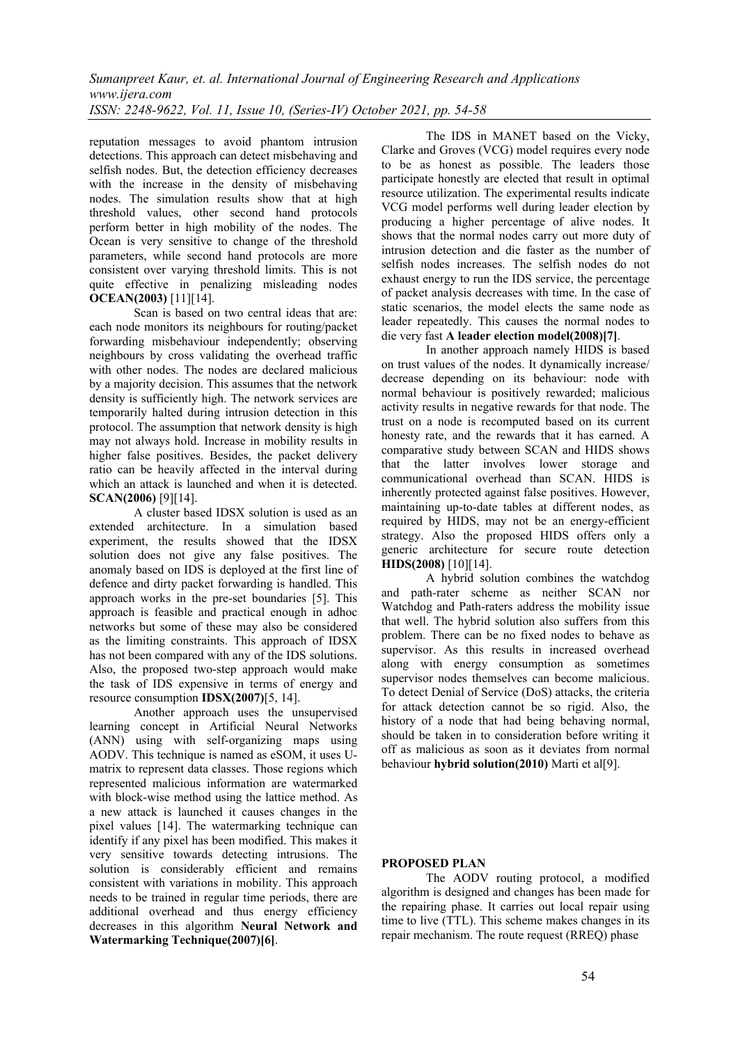reputation messages to avoid phantom intrusion detections. This approach can detect misbehaving and selfish nodes. But, the detection efficiency decreases with the increase in the density of misbehaving nodes. The simulation results show that at high threshold values, other second hand protocols perform better in high mobility of the nodes. The Ocean is very sensitive to change of the threshold parameters, while second hand protocols are more consistent over varying threshold limits. This is not quite effective in penalizing misleading nodes **OCEAN(2003)** [11][14].

Scan is based on two central ideas that are: each node monitors its neighbours for routing/packet forwarding misbehaviour independently; observing neighbours by cross validating the overhead traffic with other nodes. The nodes are declared malicious by a majority decision. This assumes that the network density is sufficiently high. The network services are temporarily halted during intrusion detection in this protocol. The assumption that network density is high may not always hold. Increase in mobility results in higher false positives. Besides, the packet delivery ratio can be heavily affected in the interval during which an attack is launched and when it is detected. **SCAN(2006)** [9][14].

A cluster based IDSX solution is used as an extended architecture. In a simulation based experiment, the results showed that the IDSX solution does not give any false positives. The anomaly based on IDS is deployed at the first line of defence and dirty packet forwarding is handled. This approach works in the pre-set boundaries [5]. This approach is feasible and practical enough in adhoc networks but some of these may also be considered as the limiting constraints. This approach of IDSX has not been compared with any of the IDS solutions. Also, the proposed two-step approach would make the task of IDS expensive in terms of energy and resource consumption **IDSX(2007)**[5, 14].

Another approach uses the unsupervised learning concept in Artificial Neural Networks (ANN) using with self-organizing maps using AODV. This technique is named as eSOM, it uses U-matrix to represent data classes. Those regions which represented malicious information are watermarked with block-wise method using the lattice method. As a new attack is launched it causes changes in the pixel values [14]. The watermarking technique can identify if any pixel has been modified. This makes it very sensitive towards detecting intrusions. The solution is considerably efficient and remains consistent with variations in mobility. This approach needs to be trained in regular time periods, there are additional overhead and thus energy efficiency decreases in this algorithm **Neural Network and Watermarking Technique(2007)[6]**.

The IDS in MANET based on the Vicky, Clarke and Groves (VCG) model requires every node to be as honest as possible. The leaders those participate honestly are elected that result in optimal resource utilization. The experimental results indicate VCG model performs well during leader election by producing a higher percentage of alive nodes. It shows that the normal nodes carry out more duty of intrusion detection and die faster as the number of selfish nodes increases. The selfish nodes do not exhaust energy to run the IDS service, the percentage of packet analysis decreases with time. In the case of static scenarios, the model elects the same node as leader repeatedly. This causes the normal nodes to die very fast **A leader election model(2008)[7]**.

In another approach namely HIDS is based on trust values of the nodes. It dynamically increase/ decrease depending on its behaviour: node with normal behaviour is positively rewarded; malicious activity results in negative rewards for that node. The trust on a node is recomputed based on its current honesty rate, and the rewards that it has earned. A comparative study between SCAN and HIDS shows that the latter involves lower storage and communicational overhead than SCAN. HIDS is inherently protected against false positives. However, maintaining up-to-date tables at different nodes, as required by HIDS, may not be an energy-efficient strategy. Also the proposed HIDS offers only a generic architecture for secure route detection **HIDS(2008)** [10][14].

A hybrid solution combines the watchdog and path-rater scheme as neither SCAN nor Watchdog and Path-raters address the mobility issue that well. The hybrid solution also suffers from this problem. There can be no fixed nodes to behave as supervisor. As this results in increased overhead along with energy consumption as sometimes supervisor nodes themselves can become malicious. To detect Denial of Service (DoS) attacks, the criteria for attack detection cannot be so rigid. Also, the history of a node that had being behaving normal, should be taken in to consideration before writing it off as malicious as soon as it deviates from normal behaviour **hybrid solution(2010)** Marti et al[9].

**PROPOSED PLAN**

The AODV routing protocol, a modified algorithm is designed and changes has been made for the repairing phase. It carries out local repair using time to live (TTL). This scheme makes changes in its repair mechanism. The route request (RREQ) phase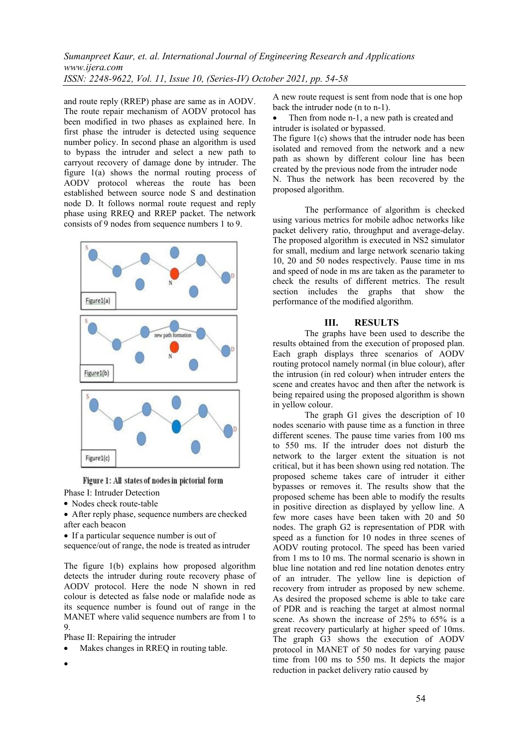and route reply (RREP) phase are same as in AODV. The route repair mechanism of AODV protocol has been modified in two phases as explained here. In first phase the intruder is detected using sequence number policy. In second phase an algorithm is used to bypass the intruder and select a new path to carryout recovery of damage done by intruder. The figure 1(a) shows the normal routing process of AODV protocol whereas the route has been established between source node S and destination node D. It follows normal route request and reply phase using RREQ and RREP packet. The network consists of 9 nodes from sequence numbers 1 to 9.

Figure 1: All states of nodes in pictorial form

Phase I: Intruder Detection

- Nodes check route-table
- After reply phase, sequence numbers are checked after each beacon
- If a particular sequence number is out of sequence/out of range, the node is treated as intruder

The figure 1(b) explains how proposed algorithm detects the intruder during route recovery phase of AODV protocol. Here the node N shown in red colour is detected as false node or malafide node as its sequence number is found out of range in the MANET where valid sequence numbers are from 1 to 9.

Phase II: Repairing the intruder

- Makes changes in RREQ in routing table.
- A new route request is sent from node that is one hop back the intruder node (n to n-1).
- Then from node n-1, a new path is created and intruder is isolated or bypassed.

The figure 1(c) shows that the intruder node has been isolated and removed from the network and a new path as shown by different colour line has been created by the previous node from the intruder node N. Thus the network has been recovered by the proposed algorithm.

The performance of algorithm is checked using various metrics for mobile adhoc networks like packet delivery ratio, throughput and average-delay. The proposed algorithm is executed in NS2 simulator for small, medium and large network scenario taking 10, 20 and 50 nodes respectively. Pause time in ms and speed of node in ms are taken as the parameter to check the results of different metrics. The result section includes the graphs that show the performance of the modified algorithm.

## III. RESULTS

The graphs have been used to describe the results obtained from the execution of proposed plan. Each graph displays three scenarios of AODV routing protocol namely normal (in blue colour), after the intrusion (in red colour) when intruder enters the scene and creates havoc and then after the network is being repaired using the proposed algorithm is shown in yellow colour.

The graph G1 gives the description of 10 nodes scenario with pause time as a function in three different scenes. The pause time varies from 100 ms to 550 ms. If the intruder does not disturb the network to the larger extent the situation is not critical, but it has been shown using red notation. The proposed scheme takes care of intruder it either bypasses or removes it. The results show that the proposed scheme has been able to modify the results in positive direction as displayed by yellow line. A few more cases have been taken with 20 and 50 nodes. The graph G2 is representation of PDR with speed as a function for 10 nodes in three scenes of AODV routing protocol. The speed has been varied from 1 ms to 10 ms. The normal scenario is shown in blue line notation and red line notation denotes entry of an intruder. The yellow line is depiction of recovery from intruder as proposed by new scheme. As desired the proposed scheme is able to take care of PDR and is reaching the target at almost normal scene. As shown the increase of 25% to 65% is a great recovery particularly at higher speed of 10ms. The graph G3 shows the execution of AODV protocol in MANET of 50 nodes for varying pause time from 100 ms to 550 ms. It depicts the major reduction in packet delivery ratio caused by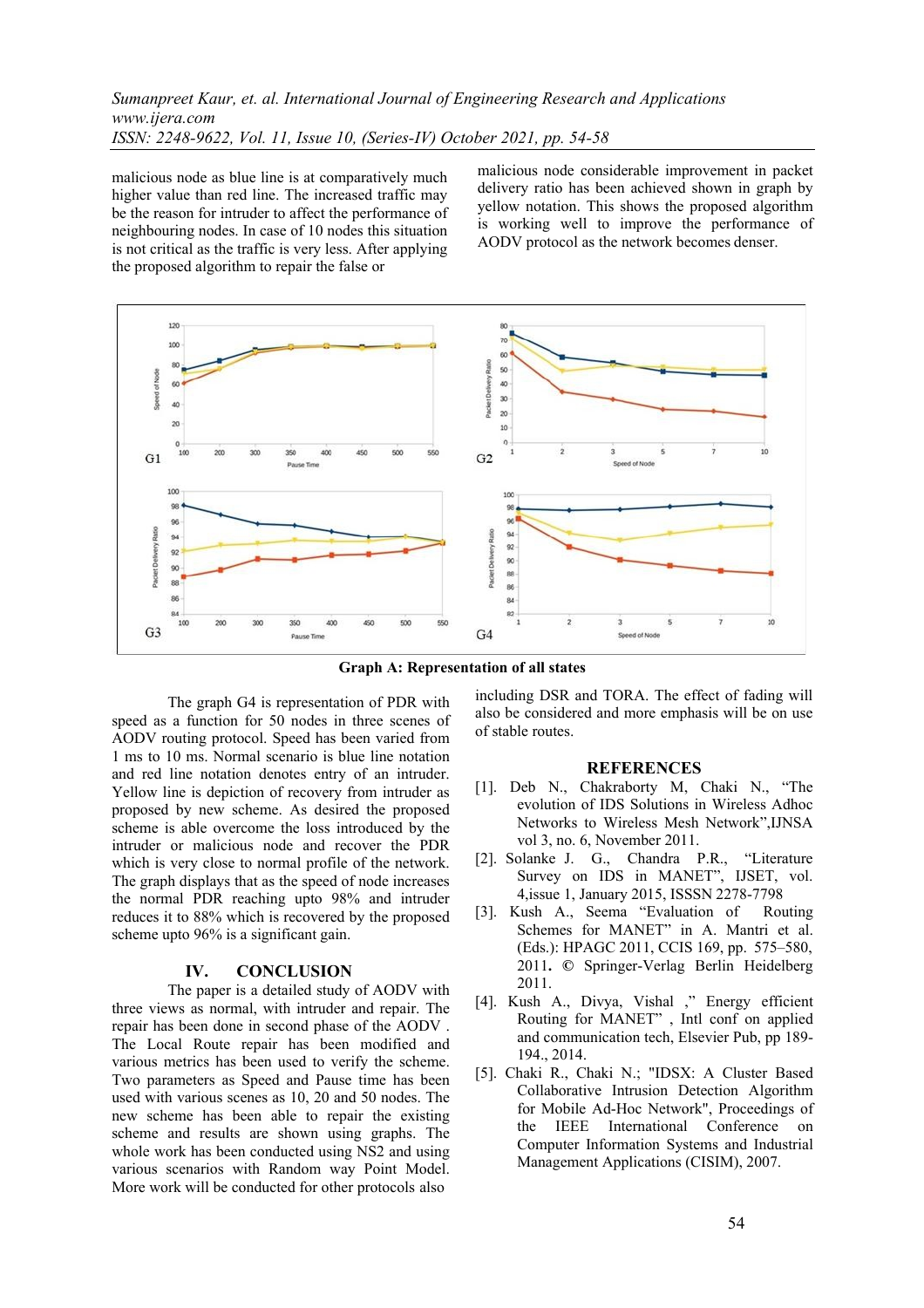malicious node as blue line is at comparatively much higher value than red line. The increased traffic may be the reason for intruder to affect the performance of neighbouring nodes. In case of 10 nodes this situation is not critical as the traffic is very less. After applying the proposed algorithm to repair the false or malicious node considerable improvement in packet delivery ratio has been achieved shown in graph by yellow notation. This shows the proposed algorithm is working well to improve the performance of AODV protocol as the network becomes denser.

**Graph A: Representation of all states**

The graph G4 is representation of PDR with speed as a function for 50 nodes in three scenes of AODV routing protocol. Speed has been varied from 1 ms to 10 ms. Normal scenario is blue line notation and red line notation denotes entry of an intruder. Yellow line is depiction of recovery from intruder as proposed by new scheme. As desired the proposed scheme is able overcome the loss introduced by the intruder or malicious node and recover the PDR which is very close to normal profile of the network. The graph displays that as the speed of node increases the normal PDR reaching upto 98% and intruder reduces it to 88% which is recovered by the proposed scheme upto 96% is a significant gain.

## IV. CONCLUSION

The paper is a detailed study of AODV with three views as normal, with intruder and repair. The repair has been done in second phase of the AODV . The Local Route repair has been modified and various metrics has been used to verify the scheme. Two parameters as Speed and Pause time has been used with various scenes as 10, 20 and 50 nodes. The new scheme has been able to repair the existing scheme and results are shown using graphs. The whole work has been conducted using NS2 and using various scenarios with Random way Point Model. More work will be conducted for other protocols also including DSR and TORA. The effect of fading will also be considered and more emphasis will be on use of stable routes.

## REFERENCES

[1]. Deb N., Chakraborty M, Chaki N., "The evolution of IDS Solutions in Wireless Adhoc Networks to Wireless Mesh Network",IJNSA vol 3, no. 6, November 2011.

[2]. Solanke J. G., Chandra P.R., "Literature Survey on IDS in MANET", IJSET, vol. 4,issue 1, January 2015, ISSSN 2278-7798

[3]. Kush A., Seema "Evaluation of Routing Schemes for MANET" in A. Mantri et al. (Eds.): HPAGC 2011, CCIS 169, pp. 575–580, 2011**.** © Springer-Verlag Berlin Heidelberg 2011.

[4]. Kush A., Divya, Vishal ," Energy efficient Routing for MANET" , Intl conf on applied and communication tech, Elsevier Pub, pp 189-194., 2014.

[5]. Chaki R., Chaki N.; "IDSX: A Cluster Based Collaborative Intrusion Detection Algorithm for Mobile Ad-Hoc Network", Proceedings of the IEEE International Conference on Computer Information Systems and Industrial Management Applications (CISIM), 2007.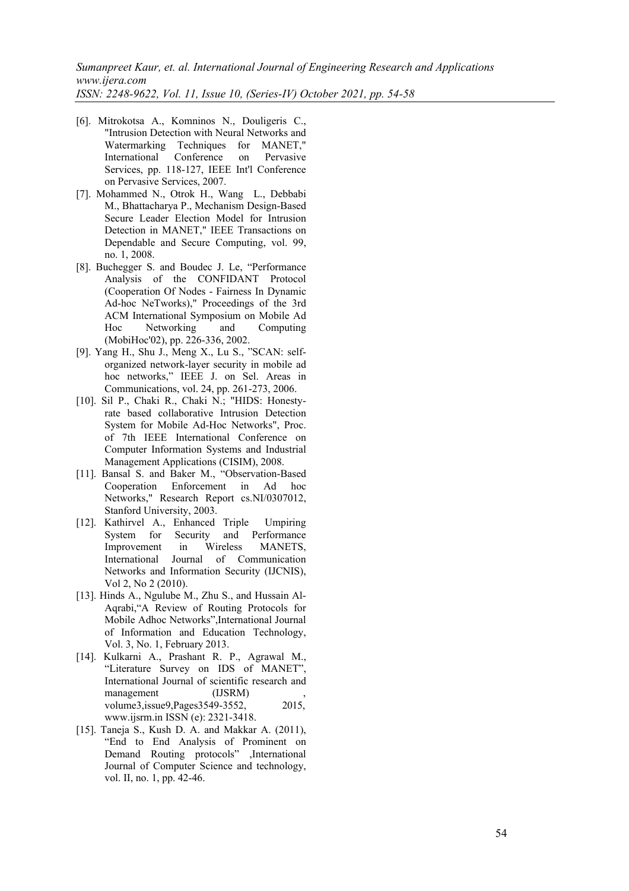[6]. Mitrokotsa A., Komninos N., Douligeris C., "Intrusion Detection with Neural Networks and Watermarking Techniques for MANET," International Conference on Pervasive Services, pp. 118-127, IEEE Int'l Conference on Pervasive Services, 2007.

[7]. Mohammed N., Otrok H., Wang L., Debbabi M., Bhattacharya P., Mechanism Design-Based Secure Leader Election Model for Intrusion Detection in MANET," IEEE Transactions on Dependable and Secure Computing, vol. 99, no. 1, 2008.

[8]. Buchegger S. and Boudec J. Le, "Performance Analysis of the CONFIDANT Protocol (Cooperation Of Nodes - Fairness In Dynamic Ad-hoc NeTworks)," Proceedings of the 3rd ACM International Symposium on Mobile Ad Hoc Networking and Computing (MobiHoc'02), pp. 226-336, 2002.

[9]. Yang H., Shu J., Meng X., Lu S., "SCAN: self-organized network-layer security in mobile ad hoc networks," IEEE J. on Sel. Areas in Communications, vol. 24, pp. 261-273, 2006.

[10]. Sil P., Chaki R., Chaki N.; "HIDS: Honesty-rate based collaborative Intrusion Detection System for Mobile Ad-Hoc Networks", Proc. of 7th IEEE International Conference on Computer Information Systems and Industrial Management Applications (CISIM), 2008.

[11]. Bansal S. and Baker M., "Observation-Based Cooperation Enforcement in Ad hoc Networks," Research Report cs.NI/0307012, Stanford University, 2003.

[12]. Kathirvel A., Enhanced Triple Umpiring System for Security and Performance Improvement in Wireless MANETS, International Journal of Communication Networks and Information Security (IJCNIS), Vol 2, No 2 (2010).

[13]. Hinds A., Ngulube M., Zhu S., and Hussain Al-Aqrabi,"A Review of Routing Protocols for Mobile Adhoc Networks",International Journal of Information and Education Technology, Vol. 3, No. 1, February 2013.

[14]. Kulkarni A., Prashant R. P., Agrawal M., "Literature Survey on IDS of MANET", International Journal of scientific research and management (IJSRM) , volume3,issue9,Pages3549-3552, 2015, www.ijsrm.in ISSN (e): 2321-3418.

[15]. Taneja S., Kush D. A. and Makkar A. (2011), "End to End Analysis of Prominent on Demand Routing protocols" ,International Journal of Computer Science and technology, vol. II, no. 1, pp. 42-46.